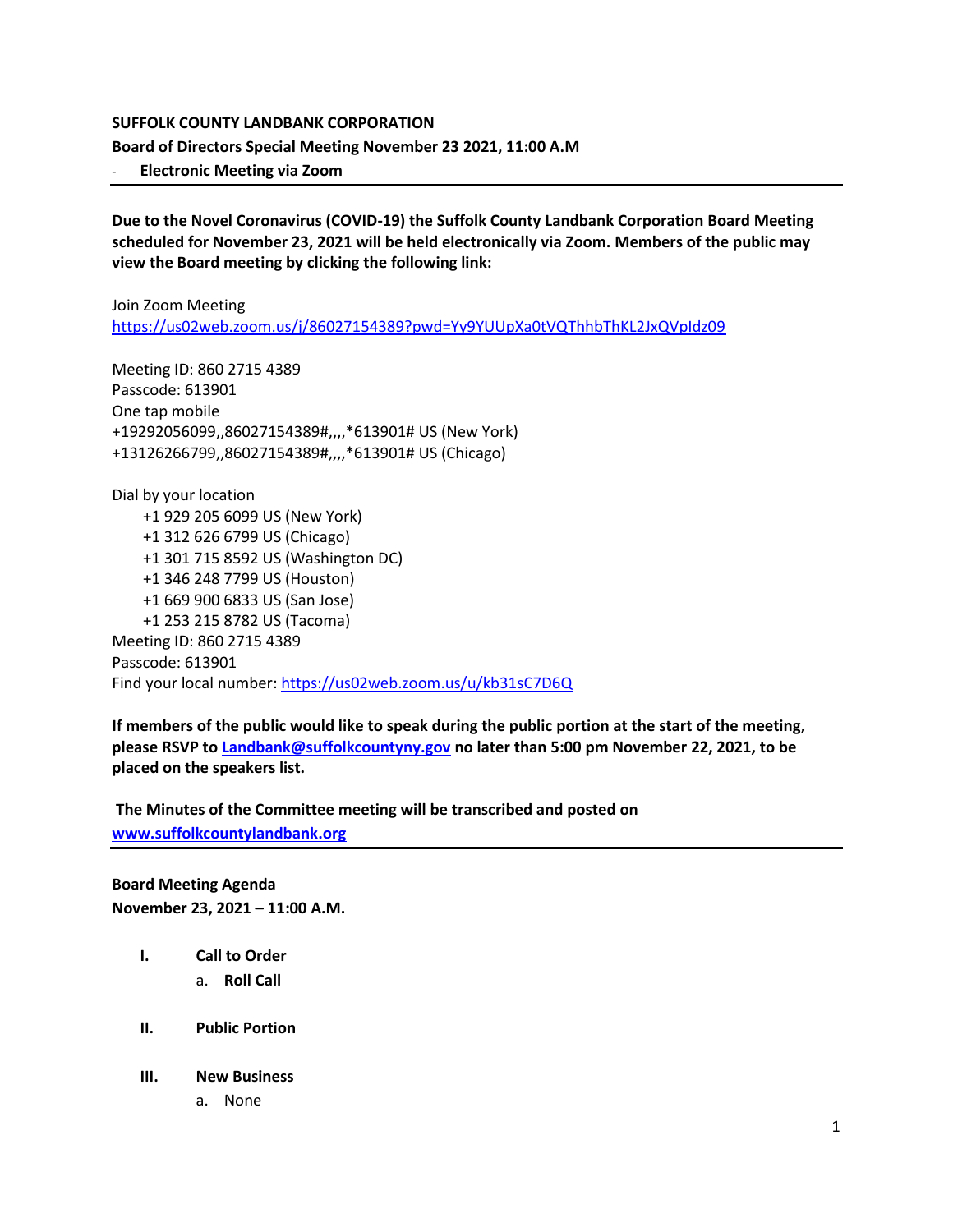**SUFFOLK COUNTY LANDBANK CORPORATION**

**Board of Directors Special Meeting November 23 2021, 11:00 A.M**

- **Electronic Meeting via Zoom**

---

**Due to the Novel Coronavirus (COVID-19) the Suffolk County Landbank Corporation Board Meeting scheduled for November 23, 2021 will be held electronically via Zoom. Members of the public may view the Board meeting by clicking the following link:**

Join Zoom Meeting
[https://us02web.zoom.us/j/86027154389?pwd=Yy9YUUpXa0tVQThhbThKL2JxQVpIdz09](https://us02web.zoom.us/j/86027154389?pwd=Yy9YUUpXa0tVQThhbThKL2JxQVpIdz09)

Meeting ID: 860 2715 4389
Passcode: 613901
One tap mobile
+19292056099,,86027154389#,,,,*613901# US (New York)
+13126266799,,86027154389#,,,,*613901# US (Chicago)

Dial by your location
- +1 929 205 6099 US (New York)
- +1 312 626 6799 US (Chicago)
- +1 301 715 8592 US (Washington DC)
- +1 346 248 7799 US (Houston)
- +1 669 900 6833 US (San Jose)
- +1 253 215 8782 US (Tacoma)

Meeting ID: 860 2715 4389
Passcode: 613901
Find your local number: [https://us02web.zoom.us/u/kb31sC7D6Q](https://us02web.zoom.us/u/kb31sC7D6Q)

**If members of the public would like to speak during the public portion at the start of the meeting, please RSVP to [Landbank@suffolkcountyny.gov](mailto:Landbank@suffolkcountyny.gov) no later than 5:00 pm November 22, 2021, to be placed on the speakers list.**

**The Minutes of the Committee meeting will be transcribed and posted on [www.suffolkcountylandbank.org](http://www.suffolkcountylandbank.org)**

---

**Board Meeting Agenda**
**November 23, 2021 – 11:00 A.M.**

- **I. Call to Order**
  - a. **Roll Call**
- **II. Public Portion**
- **III. New Business**
  - a. None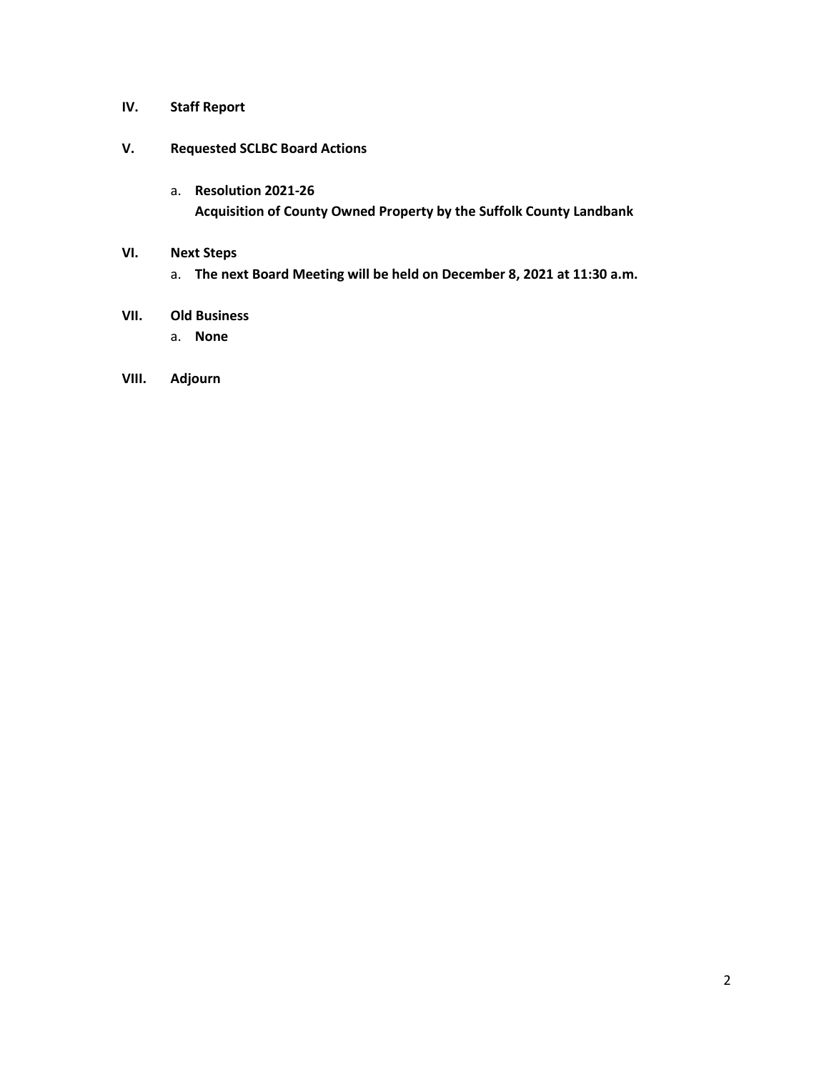**IV. Staff Report**

**V. Requested SCLBC Board Actions**

a. **Resolution 2021-26**
   **Acquisition of County Owned Property by the Suffolk County Landbank**

**VI. Next Steps**

a. **The next Board Meeting will be held on December 8, 2021 at 11:30 a.m.**

**VII. Old Business**

a. **None**

**VIII. Adjourn**